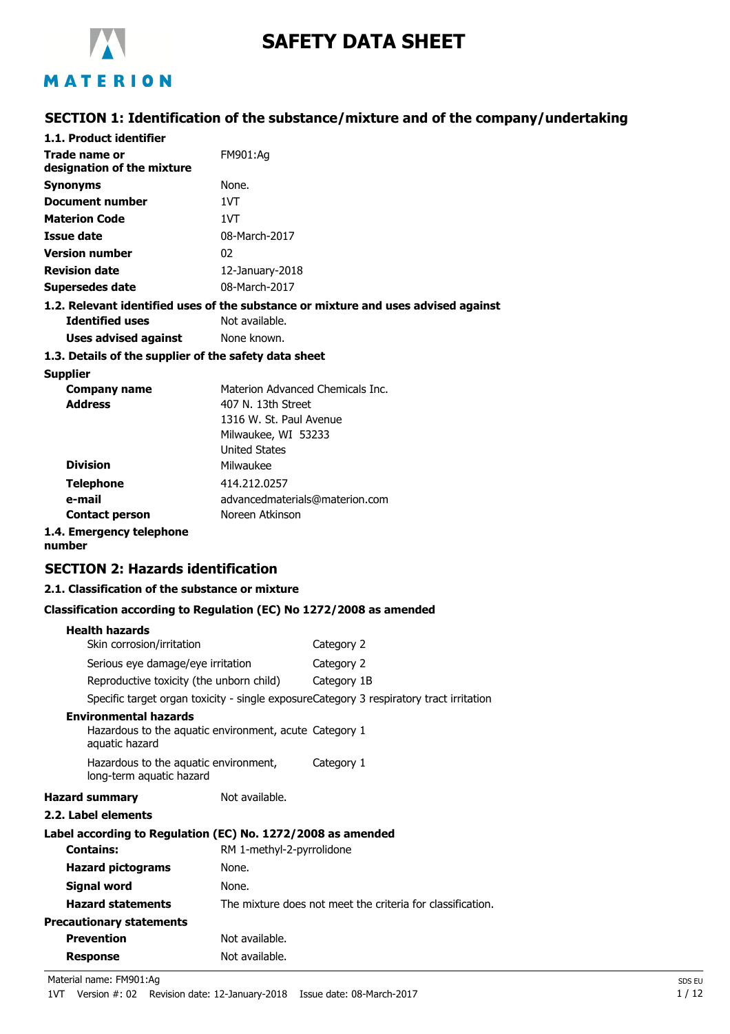# SAFETY DATA SHEET

MATERION

## SECTION 1: Identification of the substance/mixture and of the company/undertaking

### 1.1. Product identifier

| | |
|---|---|
| **Trade name or designation of the mixture** | FM901:Ag |
| **Synonyms** | None. |
| **Document number** | 1VT |
| **Materion Code** | 1VT |
| **Issue date** | 08-March-2017 |
| **Version number** | 02 |
| **Revision date** | 12-January-2018 |
| **Supersedes date** | 08-March-2017 |

### 1.2. Relevant identified uses of the substance or mixture and uses advised against

| | |
|---|---|
| **Identified uses** | Not available. |
| **Uses advised against** | None known. |

### 1.3. Details of the supplier of the safety data sheet

**Supplier**

| | |
|---|---|
| **Company name** | Materion Advanced Chemicals Inc. |
| **Address** | 407 N. 13th Street<br>1316 W. St. Paul Avenue<br>Milwaukee, WI 53233<br>United States |
| **Division** | Milwaukee |
| **Telephone** | 414.212.0257 |
| **e-mail** | advancedmaterials@materion.com |
| **Contact person** | Noreen Atkinson |

### 1.4. Emergency telephone number

## SECTION 2: Hazards identification

### 2.1. Classification of the substance or mixture

**Classification according to Regulation (EC) No 1272/2008 as amended**

**Health hazards**

| | |
|---|---|
| Skin corrosion/irritation | Category 2 |
| Serious eye damage/eye irritation | Category 2 |
| Reproductive toxicity (the unborn child) | Category 1B |
| Specific target organ toxicity - single exposure | Category 3 respiratory tract irritation |

**Environmental hazards**

| | |
|---|---|
| Hazardous to the aquatic environment, acute aquatic hazard | Category 1 |
| Hazardous to the aquatic environment, long-term aquatic hazard | Category 1 |

**Hazard summary** Not available.

### 2.2. Label elements

**Label according to Regulation (EC) No. 1272/2008 as amended**

| | |
|---|---|
| **Contains:** | RM 1-methyl-2-pyrrolidone |
| **Hazard pictograms** | None. |
| **Signal word** | None. |
| **Hazard statements** | The mixture does not meet the criteria for classification. |

**Precautionary statements**

| | |
|---|---|
| **Prevention** | Not available. |
| **Response** | Not available. |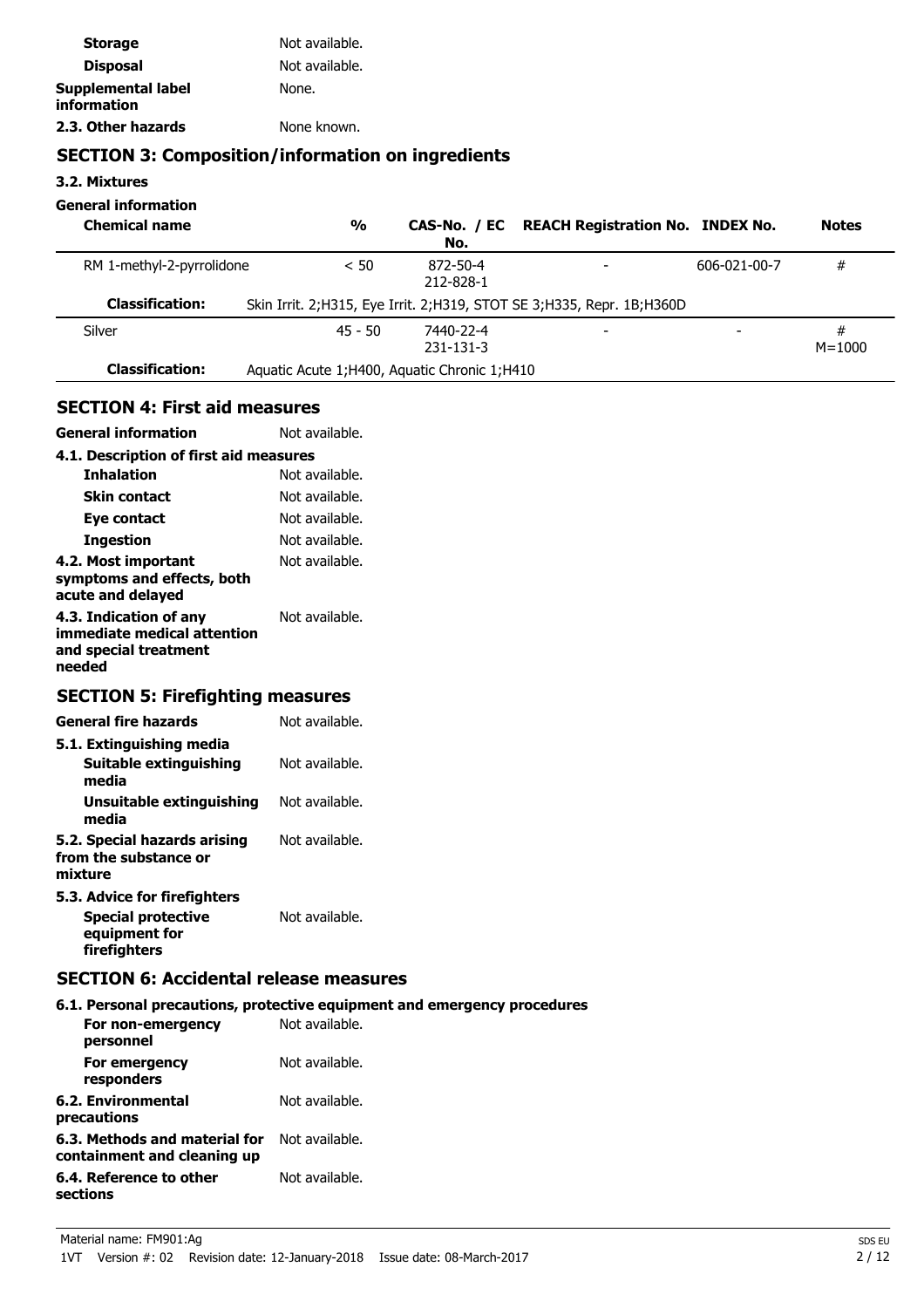**Storage** Not available.

**Disposal** Not available.

**Supplemental label information** None.

**2.3. Other hazards** None known.

## SECTION 3: Composition/information on ingredients

### 3.2. Mixtures

**General information**

| Chemical name | % | CAS-No. / EC No. | REACH Registration No. | INDEX No. | Notes |
|---|---|---|---|---|---|
| RM 1-methyl-2-pyrrolidone | < 50 | 872-50-4<br>212-828-1 | - | 606-021-00-7 | # |
| **Classification:** | Skin Irrit. 2;H315, Eye Irrit. 2;H319, STOT SE 3;H335, Repr. 1B;H360D | | | | |
| Silver | 45 - 50 | 7440-22-4<br>231-131-3 | - | - | #<br>M=1000 |
| **Classification:** | Aquatic Acute 1;H400, Aquatic Chronic 1;H410 | | | | |

## SECTION 4: First aid measures

**General information** Not available.

**4.1. Description of first aid measures**

**Inhalation** Not available.

**Skin contact** Not available.

**Eye contact** Not available.

**Ingestion** Not available.

**4.2. Most important symptoms and effects, both acute and delayed** Not available.

**4.3. Indication of any immediate medical attention and special treatment needed** Not available.

## SECTION 5: Firefighting measures

**General fire hazards** Not available.

**5.1. Extinguishing media**

**Suitable extinguishing media** Not available.

**Unsuitable extinguishing media** Not available.

**5.2. Special hazards arising from the substance or mixture** Not available.

**5.3. Advice for firefighters**

**Special protective equipment for firefighters** Not available.

## SECTION 6: Accidental release measures

**6.1. Personal precautions, protective equipment and emergency procedures**

**For non-emergency personnel** Not available.

**For emergency responders** Not available.

**6.2. Environmental precautions** Not available.

**6.3. Methods and material for containment and cleaning up** Not available.

**6.4. Reference to other sections** Not available.

Material name: FM901:Ag
1VT Version #: 02 Revision date: 12-January-2018 Issue date: 08-March-2017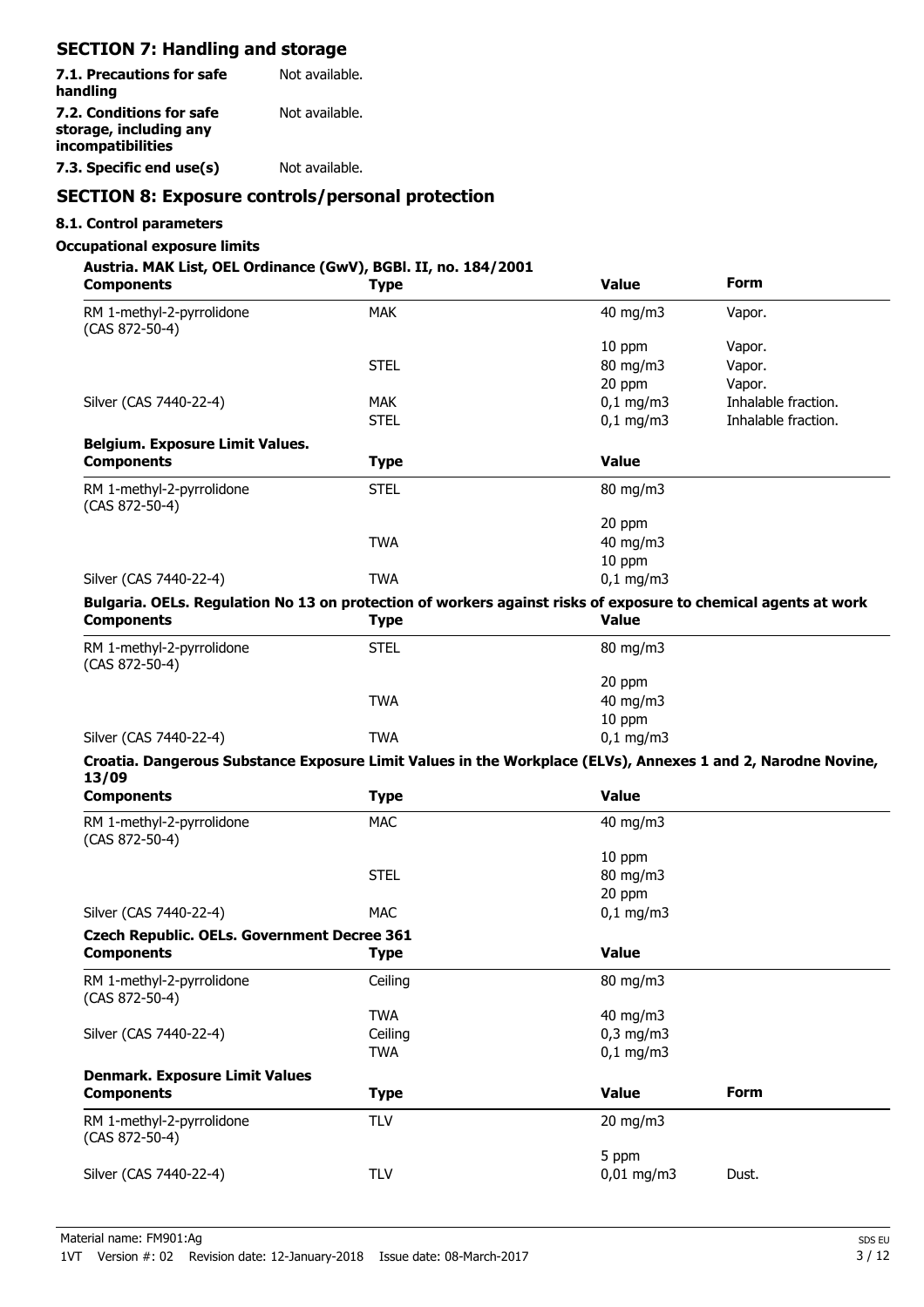## SECTION 7: Handling and storage

| | |
|---|---|
| **7.1. Precautions for safe handling** | Not available. |
| **7.2. Conditions for safe storage, including any incompatibilities** | Not available. |
| **7.3. Specific end use(s)** | Not available. |

## SECTION 8: Exposure controls/personal protection

### 8.1. Control parameters

**Occupational exposure limits**

**Austria. MAK List, OEL Ordinance (GwV), BGBl. II, no. 184/2001**

| Components | Type | Value | Form |
|---|---|---|---|
| RM 1-methyl-2-pyrrolidone (CAS 872-50-4) | MAK | 40 mg/m3 | Vapor. |
| | | 10 ppm | Vapor. |
| | STEL | 80 mg/m3 | Vapor. |
| | | 20 ppm | Vapor. |
| Silver (CAS 7440-22-4) | MAK | 0,1 mg/m3 | Inhalable fraction. |
| | STEL | 0,1 mg/m3 | Inhalable fraction. |

**Belgium. Exposure Limit Values.**

| Components | Type | Value |
|---|---|---|
| RM 1-methyl-2-pyrrolidone (CAS 872-50-4) | STEL | 80 mg/m3 |
| | | 20 ppm |
| | TWA | 40 mg/m3 |
| | | 10 ppm |
| Silver (CAS 7440-22-4) | TWA | 0,1 mg/m3 |

**Bulgaria. OELs. Regulation No 13 on protection of workers against risks of exposure to chemical agents at work**

| Components | Type | Value |
|---|---|---|
| RM 1-methyl-2-pyrrolidone (CAS 872-50-4) | STEL | 80 mg/m3 |
| | | 20 ppm |
| | TWA | 40 mg/m3 |
| | | 10 ppm |
| Silver (CAS 7440-22-4) | TWA | 0,1 mg/m3 |

**Croatia. Dangerous Substance Exposure Limit Values in the Workplace (ELVs), Annexes 1 and 2, Narodne Novine, 13/09**

| Components | Type | Value |
|---|---|---|
| RM 1-methyl-2-pyrrolidone (CAS 872-50-4) | MAC | 40 mg/m3 |
| | | 10 ppm |
| | STEL | 80 mg/m3 |
| | | 20 ppm |
| Silver (CAS 7440-22-4) | MAC | 0,1 mg/m3 |

**Czech Republic. OELs. Government Decree 361**

| Components | Type | Value |
|---|---|---|
| RM 1-methyl-2-pyrrolidone (CAS 872-50-4) | Ceiling | 80 mg/m3 |
| | TWA | 40 mg/m3 |
| Silver (CAS 7440-22-4) | Ceiling | 0,3 mg/m3 |
| | TWA | 0,1 mg/m3 |

**Denmark. Exposure Limit Values**

| Components | Type | Value | Form |
|---|---|---|---|
| RM 1-methyl-2-pyrrolidone (CAS 872-50-4) | TLV | 20 mg/m3 | |
| | | 5 ppm | |
| Silver (CAS 7440-22-4) | TLV | 0,01 mg/m3 | Dust. |

Material name: FM901:Ag
1VT Version #: 02 Revision date: 12-January-2018 Issue date: 08-March-2017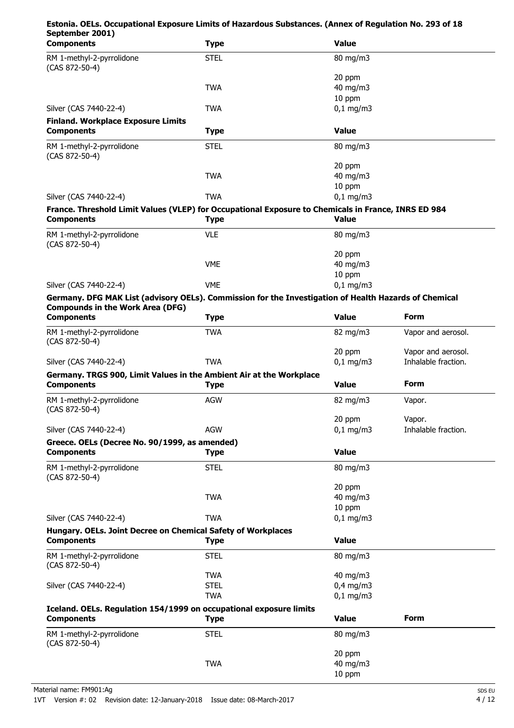**Estonia. OELs. Occupational Exposure Limits of Hazardous Substances. (Annex of Regulation No. 293 of 18 September 2001)**

| Components | Type | Value |
|---|---|---|
| RM 1-methyl-2-pyrrolidone (CAS 872-50-4) | STEL | 80 mg/m3 |
| | | 20 ppm |
| | TWA | 40 mg/m3 |
| | | 10 ppm |
| Silver (CAS 7440-22-4) | TWA | 0,1 mg/m3 |

**Finland. Workplace Exposure Limits**

| Components | Type | Value |
|---|---|---|
| RM 1-methyl-2-pyrrolidone (CAS 872-50-4) | STEL | 80 mg/m3 |
| | | 20 ppm |
| | TWA | 40 mg/m3 |
| | | 10 ppm |
| Silver (CAS 7440-22-4) | TWA | 0,1 mg/m3 |

**France. Threshold Limit Values (VLEP) for Occupational Exposure to Chemicals in France, INRS ED 984**

| Components | Type | Value |
|---|---|---|
| RM 1-methyl-2-pyrrolidone (CAS 872-50-4) | VLE | 80 mg/m3 |
| | | 20 ppm |
| | VME | 40 mg/m3 |
| | | 10 ppm |
| Silver (CAS 7440-22-4) | VME | 0,1 mg/m3 |

**Germany. DFG MAK List (advisory OELs). Commission for the Investigation of Health Hazards of Chemical Compounds in the Work Area (DFG)**

| Components | Type | Value | Form |
|---|---|---|---|
| RM 1-methyl-2-pyrrolidone (CAS 872-50-4) | TWA | 82 mg/m3 | Vapor and aerosol. |
| | | 20 ppm | Vapor and aerosol. |
| Silver (CAS 7440-22-4) | TWA | 0,1 mg/m3 | Inhalable fraction. |

**Germany. TRGS 900, Limit Values in the Ambient Air at the Workplace**

| Components | Type | Value | Form |
|---|---|---|---|
| RM 1-methyl-2-pyrrolidone (CAS 872-50-4) | AGW | 82 mg/m3 | Vapor. |
| | | 20 ppm | Vapor. |
| Silver (CAS 7440-22-4) | AGW | 0,1 mg/m3 | Inhalable fraction. |

**Greece. OELs (Decree No. 90/1999, as amended)**

| Components | Type | Value |
|---|---|---|
| RM 1-methyl-2-pyrrolidone (CAS 872-50-4) | STEL | 80 mg/m3 |
| | | 20 ppm |
| | TWA | 40 mg/m3 |
| | | 10 ppm |
| Silver (CAS 7440-22-4) | TWA | 0,1 mg/m3 |

**Hungary. OELs. Joint Decree on Chemical Safety of Workplaces**

| Components | Type | Value |
|---|---|---|
| RM 1-methyl-2-pyrrolidone (CAS 872-50-4) | STEL | 80 mg/m3 |
| | TWA | 40 mg/m3 |
| Silver (CAS 7440-22-4) | STEL | 0,4 mg/m3 |
| | TWA | 0,1 mg/m3 |

**Iceland. OELs. Regulation 154/1999 on occupational exposure limits**

| Components | Type | Value | Form |
|---|---|---|---|
| RM 1-methyl-2-pyrrolidone (CAS 872-50-4) | STEL | 80 mg/m3 | |
| | | 20 ppm | |
| | TWA | 40 mg/m3 | |
| | | 10 ppm | |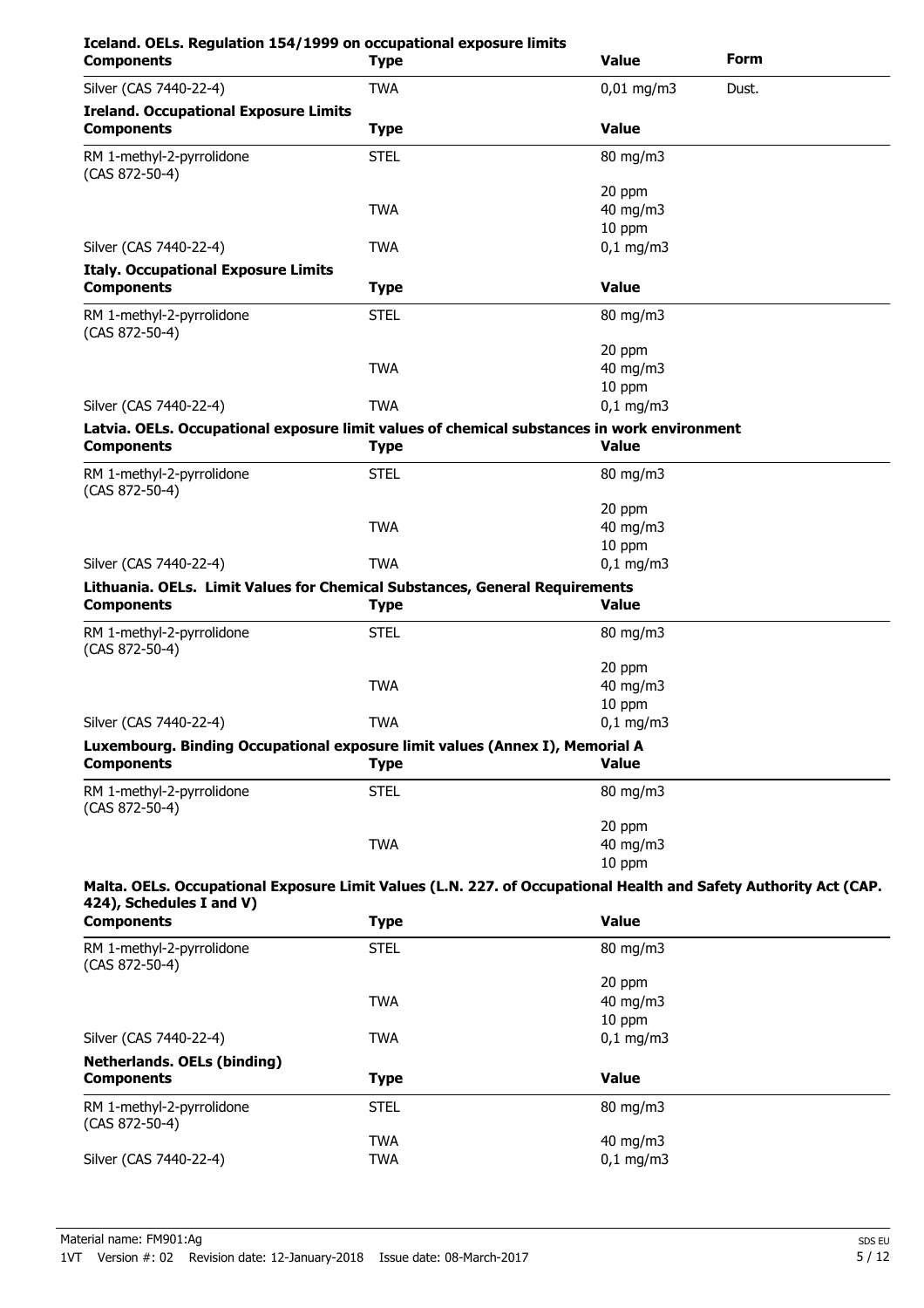**Iceland. OELs. Regulation 154/1999 on occupational exposure limits**

| Components | Type | Value | Form |
|---|---|---|---|
| Silver (CAS 7440-22-4) | TWA | 0,01 mg/m3 | Dust. |

**Ireland. Occupational Exposure Limits**

| Components | Type | Value |
|---|---|---|
| RM 1-methyl-2-pyrrolidone (CAS 872-50-4) | STEL | 80 mg/m3 |
| | | 20 ppm |
| | TWA | 40 mg/m3 |
| | | 10 ppm |
| Silver (CAS 7440-22-4) | TWA | 0,1 mg/m3 |

**Italy. Occupational Exposure Limits**

| Components | Type | Value |
|---|---|---|
| RM 1-methyl-2-pyrrolidone (CAS 872-50-4) | STEL | 80 mg/m3 |
| | | 20 ppm |
| | TWA | 40 mg/m3 |
| | | 10 ppm |
| Silver (CAS 7440-22-4) | TWA | 0,1 mg/m3 |

**Latvia. OELs. Occupational exposure limit values of chemical substances in work environment**

| Components | Type | Value |
|---|---|---|
| RM 1-methyl-2-pyrrolidone (CAS 872-50-4) | STEL | 80 mg/m3 |
| | | 20 ppm |
| | TWA | 40 mg/m3 |
| | | 10 ppm |
| Silver (CAS 7440-22-4) | TWA | 0,1 mg/m3 |

**Lithuania. OELs. Limit Values for Chemical Substances, General Requirements**

| Components | Type | Value |
|---|---|---|
| RM 1-methyl-2-pyrrolidone (CAS 872-50-4) | STEL | 80 mg/m3 |
| | | 20 ppm |
| | TWA | 40 mg/m3 |
| | | 10 ppm |
| Silver (CAS 7440-22-4) | TWA | 0,1 mg/m3 |

**Luxembourg. Binding Occupational exposure limit values (Annex I), Memorial A**

| Components | Type | Value |
|---|---|---|
| RM 1-methyl-2-pyrrolidone (CAS 872-50-4) | STEL | 80 mg/m3 |
| | | 20 ppm |
| | TWA | 40 mg/m3 |
| | | 10 ppm |

**Malta. OELs. Occupational Exposure Limit Values (L.N. 227. of Occupational Health and Safety Authority Act (CAP. 424), Schedules I and V)**

| Components | Type | Value |
|---|---|---|
| RM 1-methyl-2-pyrrolidone (CAS 872-50-4) | STEL | 80 mg/m3 |
| | | 20 ppm |
| | TWA | 40 mg/m3 |
| | | 10 ppm |
| Silver (CAS 7440-22-4) | TWA | 0,1 mg/m3 |

**Netherlands. OELs (binding)**

| Components | Type | Value |
|---|---|---|
| RM 1-methyl-2-pyrrolidone (CAS 872-50-4) | STEL | 80 mg/m3 |
| | TWA | 40 mg/m3 |
| Silver (CAS 7440-22-4) | TWA | 0,1 mg/m3 |

Material name: FM901:Ag

1VT Version #: 02 Revision date: 12-January-2018 Issue date: 08-March-2017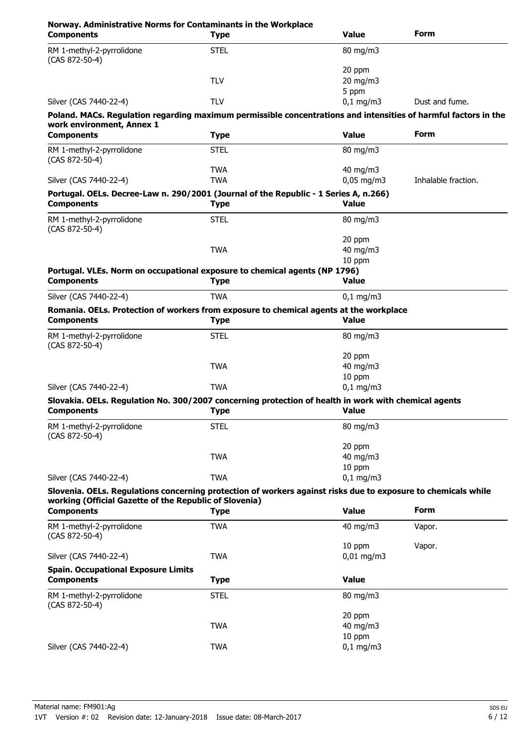**Norway. Administrative Norms for Contaminants in the Workplace**

| Components | Type | Value | Form |
|---|---|---|---|
| RM 1-methyl-2-pyrrolidone (CAS 872-50-4) | STEL | 80 mg/m3 | |
| | | 20 ppm | |
| | TLV | 20 mg/m3 | |
| | | 5 ppm | |
| Silver (CAS 7440-22-4) | TLV | 0,1 mg/m3 | Dust and fume. |

**Poland. MACs. Regulation regarding maximum permissible concentrations and intensities of harmful factors in the work environment, Annex 1**

| Components | Type | Value | Form |
|---|---|---|---|
| RM 1-methyl-2-pyrrolidone (CAS 872-50-4) | STEL | 80 mg/m3 | |
| | TWA | 40 mg/m3 | |
| Silver (CAS 7440-22-4) | TWA | 0,05 mg/m3 | Inhalable fraction. |

**Portugal. OELs. Decree-Law n. 290/2001 (Journal of the Republic - 1 Series A, n.266)**

| Components | Type | Value |
|---|---|---|
| RM 1-methyl-2-pyrrolidone (CAS 872-50-4) | STEL | 80 mg/m3 |
| | | 20 ppm |
| | TWA | 40 mg/m3 |
| | | 10 ppm |

**Portugal. VLEs. Norm on occupational exposure to chemical agents (NP 1796)**

| Components | Type | Value |
|---|---|---|
| Silver (CAS 7440-22-4) | TWA | 0,1 mg/m3 |

**Romania. OELs. Protection of workers from exposure to chemical agents at the workplace**

| Components | Type | Value |
|---|---|---|
| RM 1-methyl-2-pyrrolidone (CAS 872-50-4) | STEL | 80 mg/m3 |
| | | 20 ppm |
| | TWA | 40 mg/m3 |
| | | 10 ppm |
| Silver (CAS 7440-22-4) | TWA | 0,1 mg/m3 |

**Slovakia. OELs. Regulation No. 300/2007 concerning protection of health in work with chemical agents**

| Components | Type | Value |
|---|---|---|
| RM 1-methyl-2-pyrrolidone (CAS 872-50-4) | STEL | 80 mg/m3 |
| | | 20 ppm |
| | TWA | 40 mg/m3 |
| | | 10 ppm |
| Silver (CAS 7440-22-4) | TWA | 0,1 mg/m3 |

**Slovenia. OELs. Regulations concerning protection of workers against risks due to exposure to chemicals while working (Official Gazette of the Republic of Slovenia)**

| Components | Type | Value | Form |
|---|---|---|---|
| RM 1-methyl-2-pyrrolidone (CAS 872-50-4) | TWA | 40 mg/m3 | Vapor. |
| | | 10 ppm | Vapor. |
| Silver (CAS 7440-22-4) | TWA | 0,01 mg/m3 | |

**Spain. Occupational Exposure Limits**

| Components | Type | Value |
|---|---|---|
| RM 1-methyl-2-pyrrolidone (CAS 872-50-4) | STEL | 80 mg/m3 |
| | | 20 ppm |
| | TWA | 40 mg/m3 |
| | | 10 ppm |
| Silver (CAS 7440-22-4) | TWA | 0,1 mg/m3 |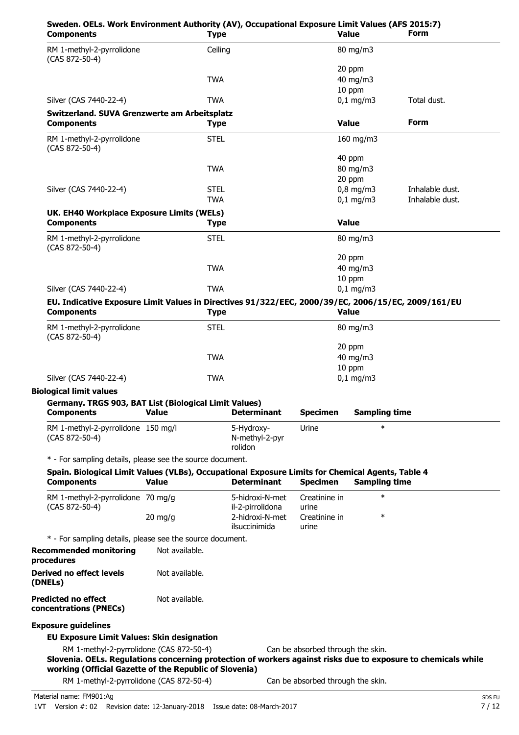**Sweden. OELs. Work Environment Authority (AV), Occupational Exposure Limit Values (AFS 2015:7)**

| Components | Type | Value | Form |
|---|---|---|---|
| RM 1-methyl-2-pyrrolidone (CAS 872-50-4) | Ceiling | 80 mg/m3 | |
| | | 20 ppm | |
| | TWA | 40 mg/m3 | |
| | | 10 ppm | |
| Silver (CAS 7440-22-4) | TWA | 0,1 mg/m3 | Total dust. |

**Switzerland. SUVA Grenzwerte am Arbeitsplatz**

| Components | Type | Value | Form |
|---|---|---|---|
| RM 1-methyl-2-pyrrolidone (CAS 872-50-4) | STEL | 160 mg/m3 | |
| | | 40 ppm | |
| | TWA | 80 mg/m3 | |
| | | 20 ppm | |
| Silver (CAS 7440-22-4) | STEL | 0,8 mg/m3 | Inhalable dust. |
| | TWA | 0,1 mg/m3 | Inhalable dust. |

**UK. EH40 Workplace Exposure Limits (WELs)**

| Components | Type | Value |
|---|---|---|
| RM 1-methyl-2-pyrrolidone (CAS 872-50-4) | STEL | 80 mg/m3 |
| | | 20 ppm |
| | TWA | 40 mg/m3 |
| | | 10 ppm |
| Silver (CAS 7440-22-4) | TWA | 0,1 mg/m3 |

**EU. Indicative Exposure Limit Values in Directives 91/322/EEC, 2000/39/EC, 2006/15/EC, 2009/161/EU**

| Components | Type | Value |
|---|---|---|
| RM 1-methyl-2-pyrrolidone (CAS 872-50-4) | STEL | 80 mg/m3 |
| | | 20 ppm |
| | TWA | 40 mg/m3 |
| | | 10 ppm |
| Silver (CAS 7440-22-4) | TWA | 0,1 mg/m3 |

**Biological limit values**

**Germany. TRGS 903, BAT List (Biological Limit Values)**

| Components | Value | Determinant | Specimen | Sampling time |
|---|---|---|---|---|
| RM 1-methyl-2-pyrrolidone (CAS 872-50-4) | 150 mg/l | 5-Hydroxy-N-methyl-2-pyrrolidon | Urine | * |

* - For sampling details, please see the source document.

**Spain. Biological Limit Values (VLBs), Occupational Exposure Limits for Chemical Agents, Table 4**

| Components | Value | Determinant | Specimen | Sampling time |
|---|---|---|---|---|
| RM 1-methyl-2-pyrrolidone (CAS 872-50-4) | 70 mg/g | 5-hidroxi-N-metil-2-pirrolidona | Creatinine in urine | * |
| | 20 mg/g | 2-hidroxi-N-metilsuccinimida | Creatinine in urine | * |

* - For sampling details, please see the source document.

**Recommended monitoring procedures** Not available.

**Derived no effect levels (DNELs)** Not available.

**Predicted no effect concentrations (PNECs)** Not available.

**Exposure guidelines**

**EU Exposure Limit Values: Skin designation**

RM 1-methyl-2-pyrrolidone (CAS 872-50-4) Can be absorbed through the skin.

**Slovenia. OELs. Regulations concerning protection of workers against risks due to exposure to chemicals while working (Official Gazette of the Republic of Slovenia)**

RM 1-methyl-2-pyrrolidone (CAS 872-50-4) Can be absorbed through the skin.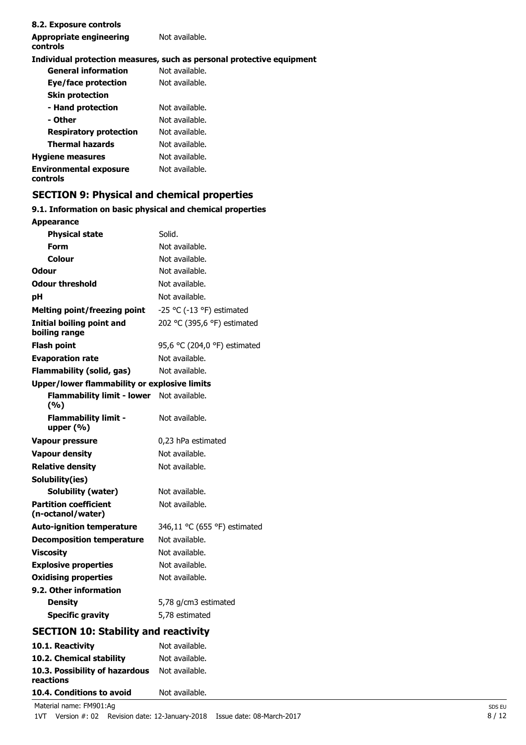**8.2. Exposure controls**

| | |
|---|---|
| **Appropriate engineering controls** | Not available. |

**Individual protection measures, such as personal protective equipment**

| | |
|---|---|
| **General information** | Not available. |
| **Eye/face protection** | Not available. |
| **Skin protection** | |
| **- Hand protection** | Not available. |
| **- Other** | Not available. |
| **Respiratory protection** | Not available. |
| **Thermal hazards** | Not available. |
| **Hygiene measures** | Not available. |
| **Environmental exposure controls** | Not available. |

## SECTION 9: Physical and chemical properties

**9.1. Information on basic physical and chemical properties**

| | |
|---|---|
| **Appearance** | |
| **Physical state** | Solid. |
| **Form** | Not available. |
| **Colour** | Not available. |
| **Odour** | Not available. |
| **Odour threshold** | Not available. |
| **pH** | Not available. |
| **Melting point/freezing point** | -25 °C (-13 °F) estimated |
| **Initial boiling point and boiling range** | 202 °C (395,6 °F) estimated |
| **Flash point** | 95,6 °C (204,0 °F) estimated |
| **Evaporation rate** | Not available. |
| **Flammability (solid, gas)** | Not available. |
| **Upper/lower flammability or explosive limits** | |
| **Flammability limit - lower (%)** | Not available. |
| **Flammability limit - upper (%)** | Not available. |
| **Vapour pressure** | 0,23 hPa estimated |
| **Vapour density** | Not available. |
| **Relative density** | Not available. |
| **Solubility(ies)** | |
| **Solubility (water)** | Not available. |
| **Partition coefficient (n-octanol/water)** | Not available. |
| **Auto-ignition temperature** | 346,11 °C (655 °F) estimated |
| **Decomposition temperature** | Not available. |
| **Viscosity** | Not available. |
| **Explosive properties** | Not available. |
| **Oxidising properties** | Not available. |
| **9.2. Other information** | |
| **Density** | 5,78 g/cm3 estimated |
| **Specific gravity** | 5,78 estimated |

## SECTION 10: Stability and reactivity

| | |
|---|---|
| **10.1. Reactivity** | Not available. |
| **10.2. Chemical stability** | Not available. |
| **10.3. Possibility of hazardous reactions** | Not available. |
| **10.4. Conditions to avoid** | Not available. |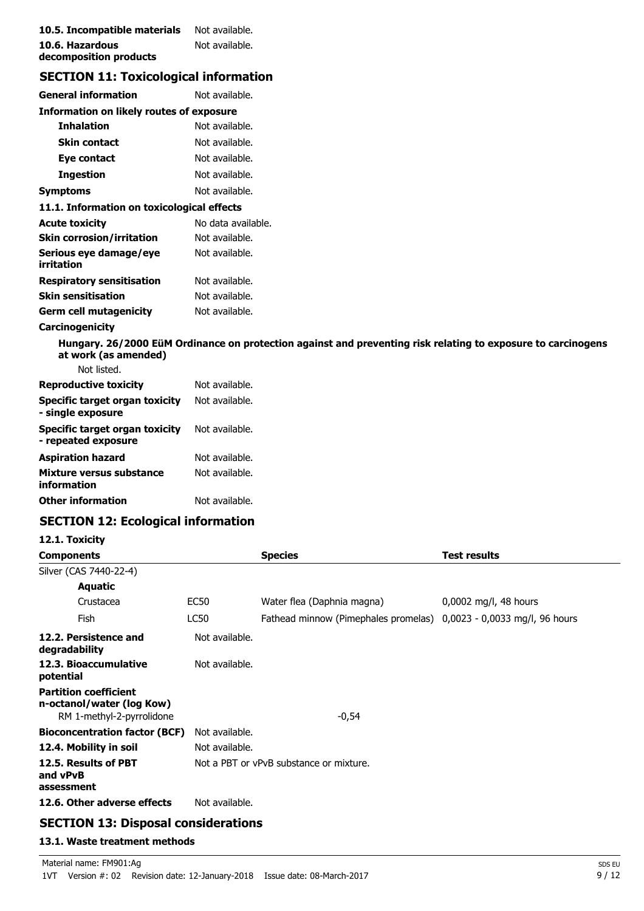**10.5. Incompatible materials** Not available.

**10.6. Hazardous decomposition products** Not available.

## SECTION 11: Toxicological information

**General information** Not available.

**Information on likely routes of exposure**

**Inhalation** Not available.

**Skin contact** Not available.

**Eye contact** Not available.

**Ingestion** Not available.

**Symptoms** Not available.

**11.1. Information on toxicological effects**

**Acute toxicity** No data available.

**Skin corrosion/irritation** Not available.

**Serious eye damage/eye irritation** Not available.

**Respiratory sensitisation** Not available.

**Skin sensitisation** Not available.

**Germ cell mutagenicity** Not available.

**Carcinogenicity**

**Hungary. 26/2000 EüM Ordinance on protection against and preventing risk relating to exposure to carcinogens at work (as amended)**

Not listed.

**Reproductive toxicity** Not available.

**Specific target organ toxicity - single exposure** Not available.

**Specific target organ toxicity - repeated exposure** Not available.

**Aspiration hazard** Not available.

**Mixture versus substance information** Not available.

**Other information** Not available.

## SECTION 12: Ecological information

**12.1. Toxicity**

| Components | | Species | Test results |
|---|---|---|---|
| Silver (CAS 7440-22-4) | | | |
| **Aquatic** | | | |
| Crustacea | EC50 | Water flea (Daphnia magna) | 0,0002 mg/l, 48 hours |
| Fish | LC50 | Fathead minnow (Pimephales promelas) | 0,0023 - 0,0033 mg/l, 96 hours |

**12.2. Persistence and degradability** Not available.

**12.3. Bioaccumulative potential** Not available.

**Partition coefficient n-octanol/water (log Kow)**

RM 1-methyl-2-pyrrolidone -0,54

**Bioconcentration factor (BCF)** Not available.

**12.4. Mobility in soil** Not available.

**12.5. Results of PBT and vPvB assessment** Not a PBT or vPvB substance or mixture.

**12.6. Other adverse effects** Not available.

## SECTION 13: Disposal considerations

**13.1. Waste treatment methods**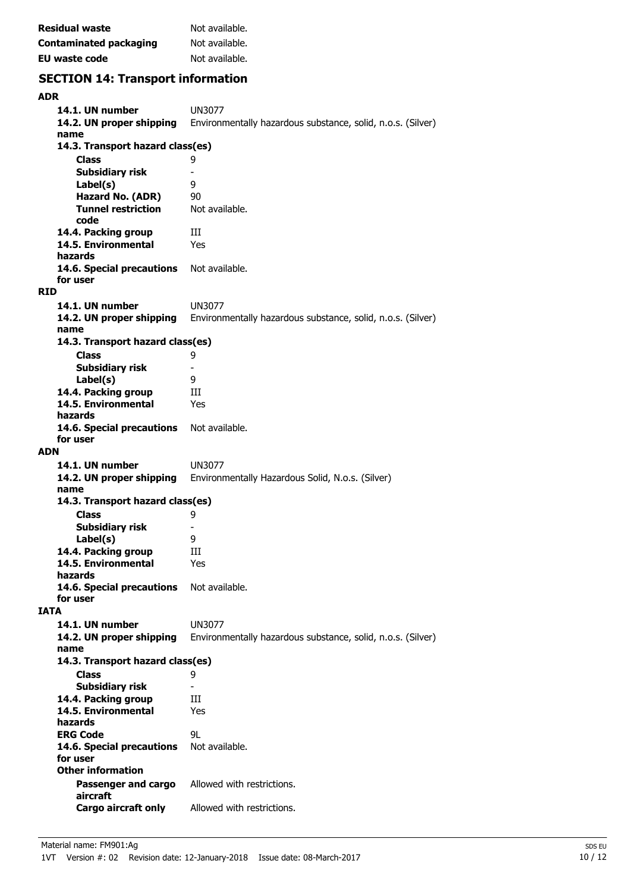| | |
|---|---|
| **Residual waste** | Not available. |
| **Contaminated packaging** | Not available. |
| **EU waste code** | Not available. |

## SECTION 14: Transport information

**ADR**

| | |
|---|---|
| **14.1. UN number** | UN3077 |
| **14.2. UN proper shipping name** | Environmentally hazardous substance, solid, n.o.s. (Silver) |
| **14.3. Transport hazard class(es)** | |
| **Class** | 9 |
| **Subsidiary risk** | - |
| **Label(s)** | 9 |
| **Hazard No. (ADR)** | 90 |
| **Tunnel restriction code** | Not available. |
| **14.4. Packing group** | III |
| **14.5. Environmental hazards** | Yes |
| **14.6. Special precautions for user** | Not available. |

**RID**

| | |
|---|---|
| **14.1. UN number** | UN3077 |
| **14.2. UN proper shipping name** | Environmentally hazardous substance, solid, n.o.s. (Silver) |
| **14.3. Transport hazard class(es)** | |
| **Class** | 9 |
| **Subsidiary risk** | - |
| **Label(s)** | 9 |
| **14.4. Packing group** | III |
| **14.5. Environmental hazards** | Yes |
| **14.6. Special precautions for user** | Not available. |

**ADN**

| | |
|---|---|
| **14.1. UN number** | UN3077 |
| **14.2. UN proper shipping name** | Environmentally Hazardous Solid, N.o.s. (Silver) |
| **14.3. Transport hazard class(es)** | |
| **Class** | 9 |
| **Subsidiary risk** | - |
| **Label(s)** | 9 |
| **14.4. Packing group** | III |
| **14.5. Environmental hazards** | Yes |
| **14.6. Special precautions for user** | Not available. |

**IATA**

| | |
|---|---|
| **14.1. UN number** | UN3077 |
| **14.2. UN proper shipping name** | Environmentally hazardous substance, solid, n.o.s. (Silver) |
| **14.3. Transport hazard class(es)** | |
| **Class** | 9 |
| **Subsidiary risk** | - |
| **14.4. Packing group** | III |
| **14.5. Environmental hazards** | Yes |
| **ERG Code** | 9L |
| **14.6. Special precautions for user** | Not available. |
| **Other information** | |
| **Passenger and cargo aircraft** | Allowed with restrictions. |
| **Cargo aircraft only** | Allowed with restrictions. |

Material name: FM901:Ag

1VT Version #: 02 Revision date: 12-January-2018 Issue date: 08-March-2017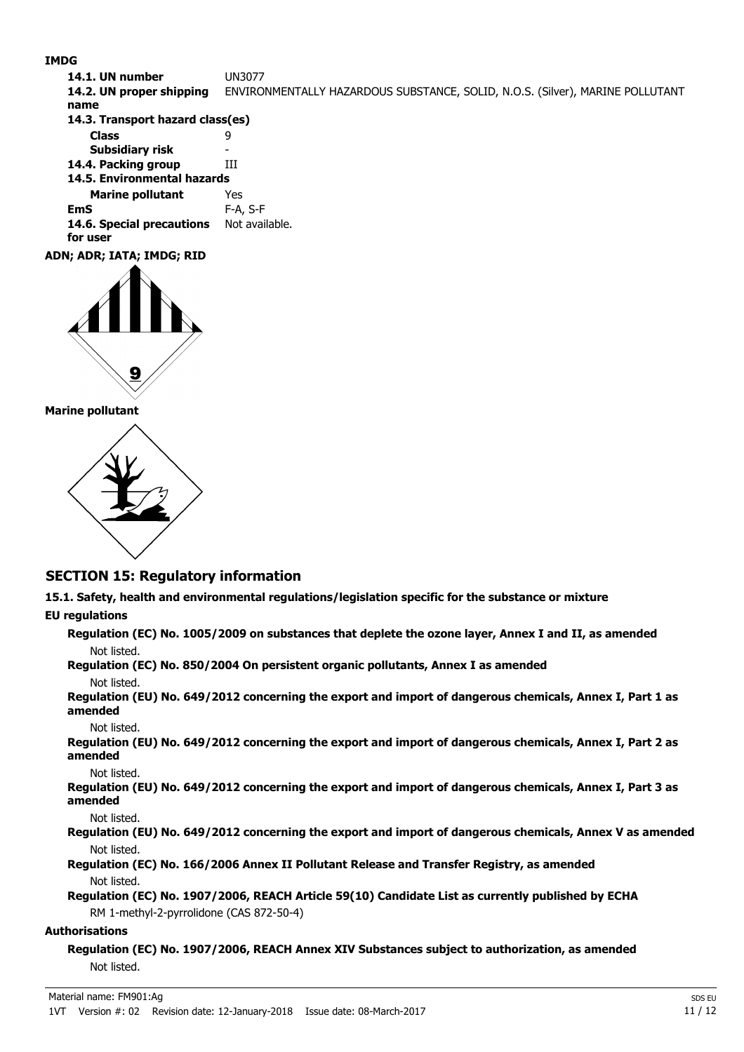**IMDG**

| | |
|---|---|
| **14.1. UN number** | UN3077 |
| **14.2. UN proper shipping name** | ENVIRONMENTALLY HAZARDOUS SUBSTANCE, SOLID, N.O.S. (Silver), MARINE POLLUTANT |
| **14.3. Transport hazard class(es)** | |
| **Class** | 9 |
| **Subsidiary risk** | - |
| **14.4. Packing group** | III |
| **14.5. Environmental hazards** | |
| **Marine pollutant** | Yes |
| **EmS** | F-A, S-F |
| **14.6. Special precautions for user** | Not available. |

**ADN; ADR; IATA; IMDG; RID**

**Marine pollutant**

## SECTION 15: Regulatory information

**15.1. Safety, health and environmental regulations/legislation specific for the substance or mixture**

**EU regulations**

**Regulation (EC) No. 1005/2009 on substances that deplete the ozone layer, Annex I and II, as amended**

Not listed.

**Regulation (EC) No. 850/2004 On persistent organic pollutants, Annex I as amended**

Not listed.

**Regulation (EU) No. 649/2012 concerning the export and import of dangerous chemicals, Annex I, Part 1 as amended**

Not listed.

**Regulation (EU) No. 649/2012 concerning the export and import of dangerous chemicals, Annex I, Part 2 as amended**

Not listed.

**Regulation (EU) No. 649/2012 concerning the export and import of dangerous chemicals, Annex I, Part 3 as amended**

Not listed.

**Regulation (EU) No. 649/2012 concerning the export and import of dangerous chemicals, Annex V as amended**

Not listed.

**Regulation (EC) No. 166/2006 Annex II Pollutant Release and Transfer Registry, as amended**

Not listed.

**Regulation (EC) No. 1907/2006, REACH Article 59(10) Candidate List as currently published by ECHA**

RM 1-methyl-2-pyrrolidone (CAS 872-50-4)

**Authorisations**

**Regulation (EC) No. 1907/2006, REACH Annex XIV Substances subject to authorization, as amended**

Not listed.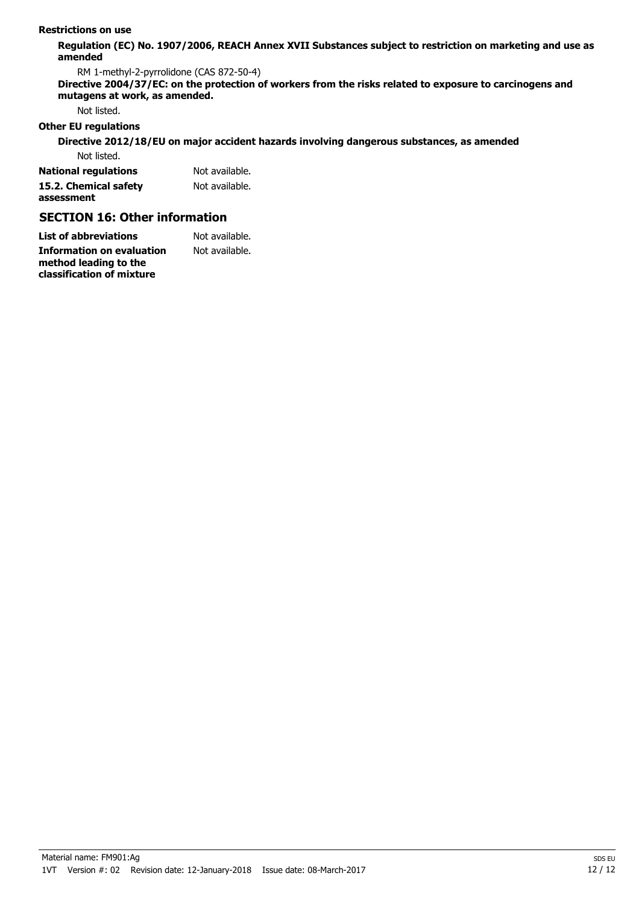**Restrictions on use**

**Regulation (EC) No. 1907/2006, REACH Annex XVII Substances subject to restriction on marketing and use as amended**

RM 1-methyl-2-pyrrolidone (CAS 872-50-4)

**Directive 2004/37/EC: on the protection of workers from the risks related to exposure to carcinogens and mutagens at work, as amended.**

Not listed.

**Other EU regulations**

**Directive 2012/18/EU on major accident hazards involving dangerous substances, as amended**

Not listed.

| | |
|---|---|
| **National regulations** | Not available. |
| **15.2. Chemical safety assessment** | Not available. |

## SECTION 16: Other information

| | |
|---|---|
| **List of abbreviations** | Not available. |
| **Information on evaluation method leading to the classification of mixture** | Not available. |